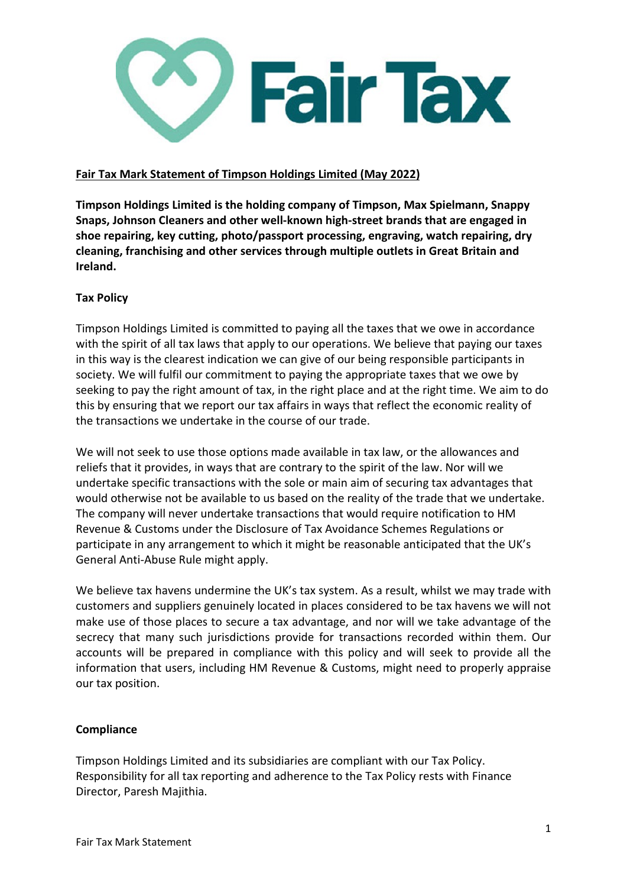**Fair Tax Mark Statement of Timpson Holdings Limited (May 2022)**

**Timpson Holdings Limited is the holding company of Timpson, Max Spielmann, Snappy Snaps, Johnson Cleaners and other well-known high-street brands that are engaged in shoe repairing, key cutting, photo/passport processing, engraving, watch repairing, dry cleaning, franchising and other services through multiple outlets in Great Britain and Ireland.**

**Tax Policy**

Timpson Holdings Limited is committed to paying all the taxes that we owe in accordance with the spirit of all tax laws that apply to our operations. We believe that paying our taxes in this way is the clearest indication we can give of our being responsible participants in society. We will fulfil our commitment to paying the appropriate taxes that we owe by seeking to pay the right amount of tax, in the right place and at the right time. We aim to do this by ensuring that we report our tax affairs in ways that reflect the economic reality of the transactions we undertake in the course of our trade.

We will not seek to use those options made available in tax law, or the allowances and reliefs that it provides, in ways that are contrary to the spirit of the law. Nor will we undertake specific transactions with the sole or main aim of securing tax advantages that would otherwise not be available to us based on the reality of the trade that we undertake. The company will never undertake transactions that would require notification to HM Revenue & Customs under the Disclosure of Tax Avoidance Schemes Regulations or participate in any arrangement to which it might be reasonable anticipated that the UK's General Anti-Abuse Rule might apply.

We believe tax havens undermine the UK's tax system. As a result, whilst we may trade with customers and suppliers genuinely located in places considered to be tax havens we will not make use of those places to secure a tax advantage, and nor will we take advantage of the secrecy that many such jurisdictions provide for transactions recorded within them. Our accounts will be prepared in compliance with this policy and will seek to provide all the information that users, including HM Revenue & Customs, might need to properly appraise our tax position.

**Compliance**

Timpson Holdings Limited and its subsidiaries are compliant with our Tax Policy. Responsibility for all tax reporting and adherence to the Tax Policy rests with Finance Director, Paresh Majithia.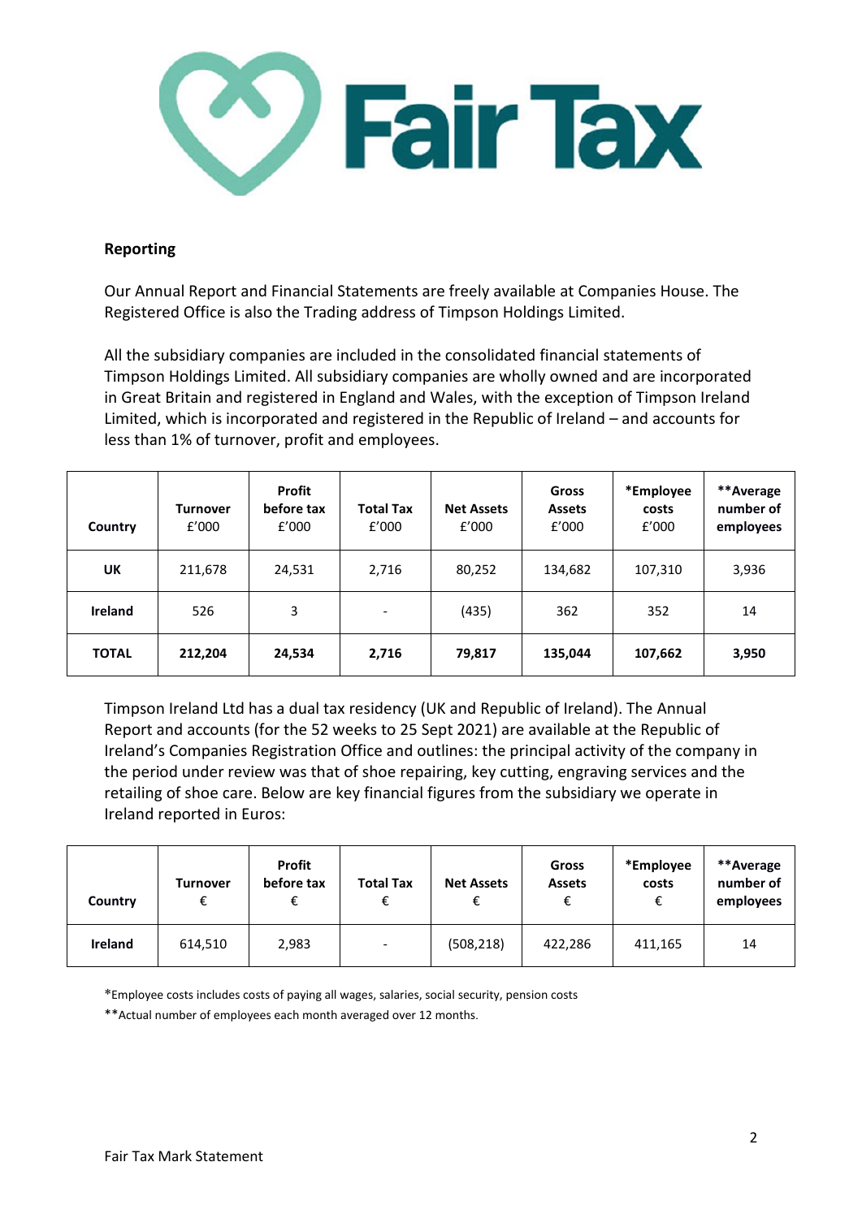## Reporting

Our Annual Report and Financial Statements are freely available at Companies House. The Registered Office is also the Trading address of Timpson Holdings Limited.

All the subsidiary companies are included in the consolidated financial statements of Timpson Holdings Limited. All subsidiary companies are wholly owned and are incorporated in Great Britain and registered in England and Wales, with the exception of Timpson Ireland Limited, which is incorporated and registered in the Republic of Ireland – and accounts for less than 1% of turnover, profit and employees.

| Country | Turnover £'000 | Profit before tax £'000 | Total Tax £'000 | Net Assets £'000 | Gross Assets £'000 | *Employee costs £'000 | **Average number of employees |
|---|---|---|---|---|---|---|---|
| **UK** | 211,678 | 24,531 | 2,716 | 80,252 | 134,682 | 107,310 | 3,936 |
| **Ireland** | 526 | 3 | - | (435) | 362 | 352 | 14 |
| **TOTAL** | **212,204** | **24,534** | **2,716** | **79,817** | **135,044** | **107,662** | **3,950** |

Timpson Ireland Ltd has a dual tax residency (UK and Republic of Ireland). The Annual Report and accounts (for the 52 weeks to 25 Sept 2021) are available at the Republic of Ireland's Companies Registration Office and outlines: the principal activity of the company in the period under review was that of shoe repairing, key cutting, engraving services and the retailing of shoe care. Below are key financial figures from the subsidiary we operate in Ireland reported in Euros:

| Country | Turnover € | Profit before tax € | Total Tax € | Net Assets € | Gross Assets € | *Employee costs € | **Average number of employees |
|---|---|---|---|---|---|---|---|
| **Ireland** | 614,510 | 2,983 | - | (508,218) | 422,286 | 411,165 | 14 |

*Employee costs includes costs of paying all wages, salaries, social security, pension costs

**Actual number of employees each month averaged over 12 months.